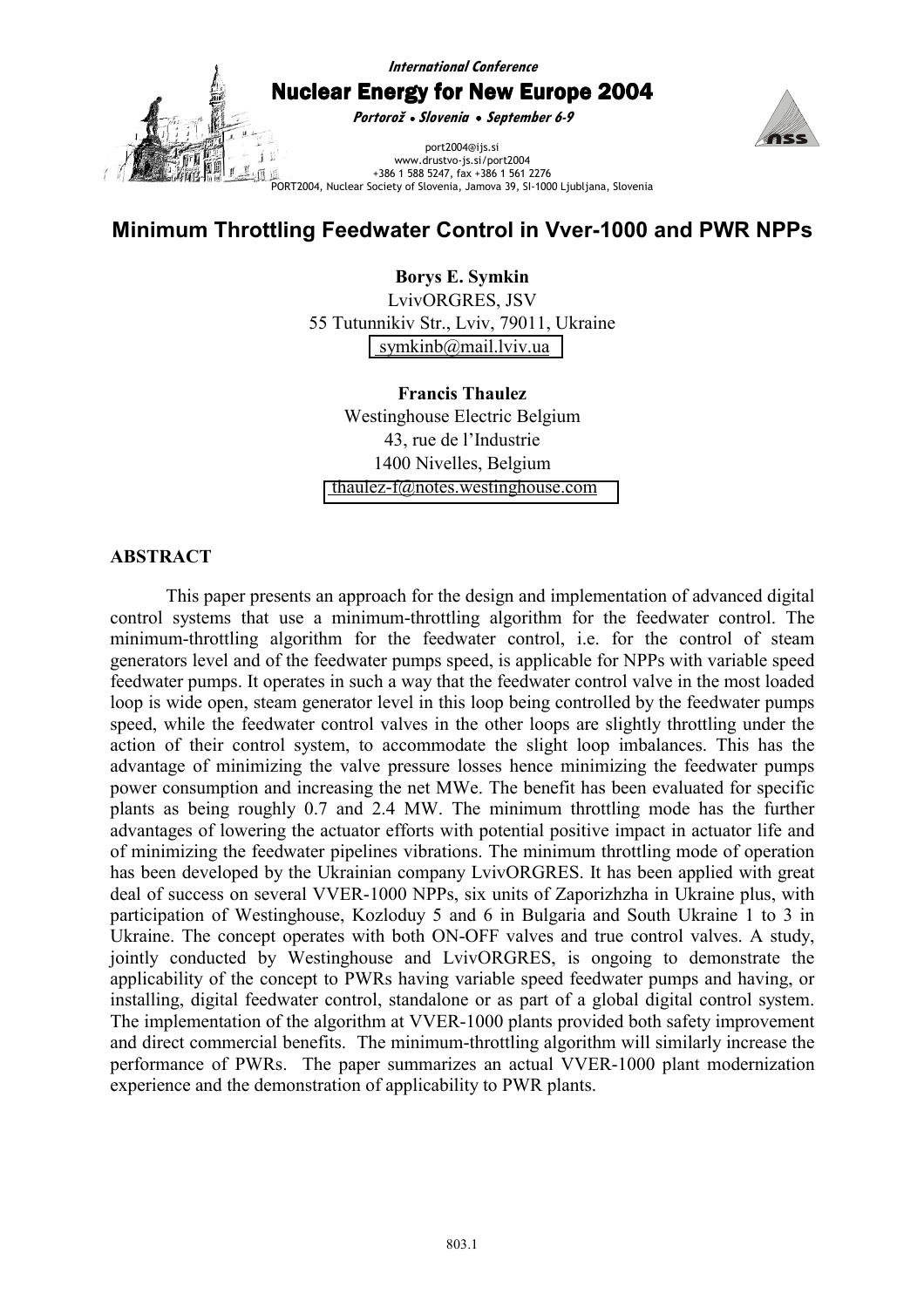# Minimum Throttling Feedwater Control in Vver-1000 and PWR NPPs

**Borys E. Symkin**
LvivORGRES, JSV
55 Tutunnikiv Str., Lviv, 79011, Ukraine
symkinb@mail.lviv.ua

**Francis Thaulez**
Westinghouse Electric Belgium
43, rue de l'Industrie
1400 Nivelles, Belgium
thaulez-f@notes.westinghouse.com

## ABSTRACT

This paper presents an approach for the design and implementation of advanced digital control systems that use a minimum-throttling algorithm for the feedwater control. The minimum-throttling algorithm for the feedwater control, i.e. for the control of steam generators level and of the feedwater pumps speed, is applicable for NPPs with variable speed feedwater pumps. It operates in such a way that the feedwater control valve in the most loaded loop is wide open, steam generator level in this loop being controlled by the feedwater pumps speed, while the feedwater control valves in the other loops are slightly throttling under the action of their control system, to accommodate the slight loop imbalances. This has the advantage of minimizing the valve pressure losses hence minimizing the feedwater pumps power consumption and increasing the net MWe. The benefit has been evaluated for specific plants as being roughly 0.7 and 2.4 MW. The minimum throttling mode has the further advantages of lowering the actuator efforts with potential positive impact in actuator life and of minimizing the feedwater pipelines vibrations. The minimum throttling mode of operation has been developed by the Ukrainian company LvivORGRES. It has been applied with great deal of success on several VVER-1000 NPPs, six units of Zaporizhzha in Ukraine plus, with participation of Westinghouse, Kozloduy 5 and 6 in Bulgaria and South Ukraine 1 to 3 in Ukraine. The concept operates with both ON-OFF valves and true control valves. A study, jointly conducted by Westinghouse and LvivORGRES, is ongoing to demonstrate the applicability of the concept to PWRs having variable speed feedwater pumps and having, or installing, digital feedwater control, standalone or as part of a global digital control system. The implementation of the algorithm at VVER-1000 plants provided both safety improvement and direct commercial benefits. The minimum-throttling algorithm will similarly increase the performance of PWRs. The paper summarizes an actual VVER-1000 plant modernization experience and the demonstration of applicability to PWR plants.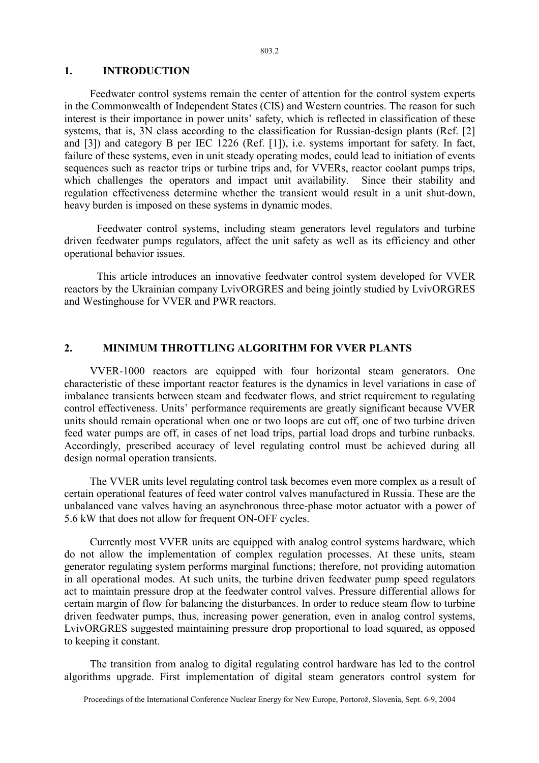## 1. INTRODUCTION

Feedwater control systems remain the center of attention for the control system experts in the Commonwealth of Independent States (CIS) and Western countries. The reason for such interest is their importance in power units' safety, which is reflected in classification of these systems, that is, 3N class according to the classification for Russian-design plants (Ref. [2] and [3]) and category B per IEC 1226 (Ref. [1]), i.e. systems important for safety. In fact, failure of these systems, even in unit steady operating modes, could lead to initiation of events sequences such as reactor trips or turbine trips and, for VVERs, reactor coolant pumps trips, which challenges the operators and impact unit availability. Since their stability and regulation effectiveness determine whether the transient would result in a unit shut-down, heavy burden is imposed on these systems in dynamic modes.

Feedwater control systems, including steam generators level regulators and turbine driven feedwater pumps regulators, affect the unit safety as well as its efficiency and other operational behavior issues.

This article introduces an innovative feedwater control system developed for VVER reactors by the Ukrainian company LvivORGRES and being jointly studied by LvivORGRES and Westinghouse for VVER and PWR reactors.

## 2. MINIMUM THROTTLING ALGORITHM FOR VVER PLANTS

VVER-1000 reactors are equipped with four horizontal steam generators. One characteristic of these important reactor features is the dynamics in level variations in case of imbalance transients between steam and feedwater flows, and strict requirement to regulating control effectiveness. Units' performance requirements are greatly significant because VVER units should remain operational when one or two loops are cut off, one of two turbine driven feed water pumps are off, in cases of net load trips, partial load drops and turbine runbacks. Accordingly, prescribed accuracy of level regulating control must be achieved during all design normal operation transients.

The VVER units level regulating control task becomes even more complex as a result of certain operational features of feed water control valves manufactured in Russia. These are the unbalanced vane valves having an asynchronous three-phase motor actuator with a power of 5.6 kW that does not allow for frequent ON-OFF cycles.

Currently most VVER units are equipped with analog control systems hardware, which do not allow the implementation of complex regulation processes. At these units, steam generator regulating system performs marginal functions; therefore, not providing automation in all operational modes. At such units, the turbine driven feedwater pump speed regulators act to maintain pressure drop at the feedwater control valves. Pressure differential allows for certain margin of flow for balancing the disturbances. In order to reduce steam flow to turbine driven feedwater pumps, thus, increasing power generation, even in analog control systems, LvivORGRES suggested maintaining pressure drop proportional to load squared, as opposed to keeping it constant.

The transition from analog to digital regulating control hardware has led to the control algorithms upgrade. First implementation of digital steam generators control system for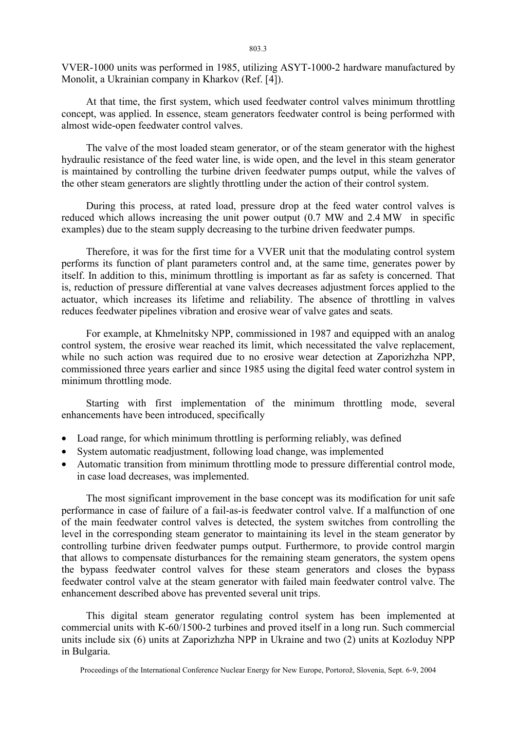VVER-1000 units was performed in 1985, utilizing ASYT-1000-2 hardware manufactured by Monolit, a Ukrainian company in Kharkov (Ref. [4]).

At that time, the first system, which used feedwater control valves minimum throttling concept, was applied. In essence, steam generators feedwater control is being performed with almost wide-open feedwater control valves.

The valve of the most loaded steam generator, or of the steam generator with the highest hydraulic resistance of the feed water line, is wide open, and the level in this steam generator is maintained by controlling the turbine driven feedwater pumps output, while the valves of the other steam generators are slightly throttling under the action of their control system.

During this process, at rated load, pressure drop at the feed water control valves is reduced which allows increasing the unit power output (0.7 MW and 2.4 MW in specific examples) due to the steam supply decreasing to the turbine driven feedwater pumps.

Therefore, it was for the first time for a VVER unit that the modulating control system performs its function of plant parameters control and, at the same time, generates power by itself. In addition to this, minimum throttling is important as far as safety is concerned. That is, reduction of pressure differential at vane valves decreases adjustment forces applied to the actuator, which increases its lifetime and reliability. The absence of throttling in valves reduces feedwater pipelines vibration and erosive wear of valve gates and seats.

For example, at Khmelnitsky NPP, commissioned in 1987 and equipped with an analog control system, the erosive wear reached its limit, which necessitated the valve replacement, while no such action was required due to no erosive wear detection at Zaporizhzha NPP, commissioned three years earlier and since 1985 using the digital feed water control system in minimum throttling mode.

Starting with first implementation of the minimum throttling mode, several enhancements have been introduced, specifically

- Load range, for which minimum throttling is performing reliably, was defined
- System automatic readjustment, following load change, was implemented
- Automatic transition from minimum throttling mode to pressure differential control mode, in case load decreases, was implemented.

The most significant improvement in the base concept was its modification for unit safe performance in case of failure of a fail-as-is feedwater control valve. If a malfunction of one of the main feedwater control valves is detected, the system switches from controlling the level in the corresponding steam generator to maintaining its level in the steam generator by controlling turbine driven feedwater pumps output. Furthermore, to provide control margin that allows to compensate disturbances for the remaining steam generators, the system opens the bypass feedwater control valves for these steam generators and closes the bypass feedwater control valve at the steam generator with failed main feedwater control valve. The enhancement described above has prevented several unit trips.

This digital steam generator regulating control system has been implemented at commercial units with K-60/1500-2 turbines and proved itself in a long run. Such commercial units include six (6) units at Zaporizhzha NPP in Ukraine and two (2) units at Kozloduy NPP in Bulgaria.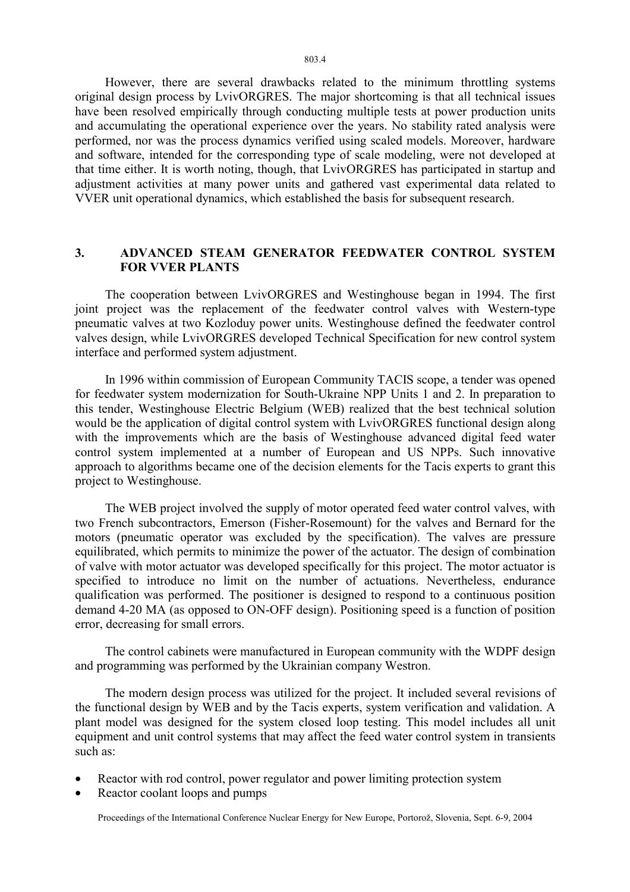However, there are several drawbacks related to the minimum throttling systems original design process by LvivORGRES. The major shortcoming is that all technical issues have been resolved empirically through conducting multiple tests at power production units and accumulating the operational experience over the years. No stability rated analysis were performed, nor was the process dynamics verified using scaled models. Moreover, hardware and software, intended for the corresponding type of scale modeling, were not developed at that time either. It is worth noting, though, that LvivORGRES has participated in startup and adjustment activities at many power units and gathered vast experimental data related to VVER unit operational dynamics, which established the basis for subsequent research.

## 3. ADVANCED STEAM GENERATOR FEEDWATER CONTROL SYSTEM FOR VVER PLANTS

The cooperation between LvivORGRES and Westinghouse began in 1994. The first joint project was the replacement of the feedwater control valves with Western-type pneumatic valves at two Kozloduy power units. Westinghouse defined the feedwater control valves design, while LvivORGRES developed Technical Specification for new control system interface and performed system adjustment.

In 1996 within commission of European Community TACIS scope, a tender was opened for feedwater system modernization for South-Ukraine NPP Units 1 and 2. In preparation to this tender, Westinghouse Electric Belgium (WEB) realized that the best technical solution would be the application of digital control system with LvivORGRES functional design along with the improvements which are the basis of Westinghouse advanced digital feed water control system implemented at a number of European and US NPPs. Such innovative approach to algorithms became one of the decision elements for the Tacis experts to grant this project to Westinghouse.

The WEB project involved the supply of motor operated feed water control valves, with two French subcontractors, Emerson (Fisher-Rosemount) for the valves and Bernard for the motors (pneumatic operator was excluded by the specification). The valves are pressure equilibrated, which permits to minimize the power of the actuator. The design of combination of valve with motor actuator was developed specifically for this project. The motor actuator is specified to introduce no limit on the number of actuations. Nevertheless, endurance qualification was performed. The positioner is designed to respond to a continuous position demand 4-20 MA (as opposed to ON-OFF design). Positioning speed is a function of position error, decreasing for small errors.

The control cabinets were manufactured in European community with the WDPF design and programming was performed by the Ukrainian company Westron.

The modern design process was utilized for the project. It included several revisions of the functional design by WEB and by the Tacis experts, system verification and validation. A plant model was designed for the system closed loop testing. This model includes all unit equipment and unit control systems that may affect the feed water control system in transients such as:

- Reactor with rod control, power regulator and power limiting protection system
- Reactor coolant loops and pumps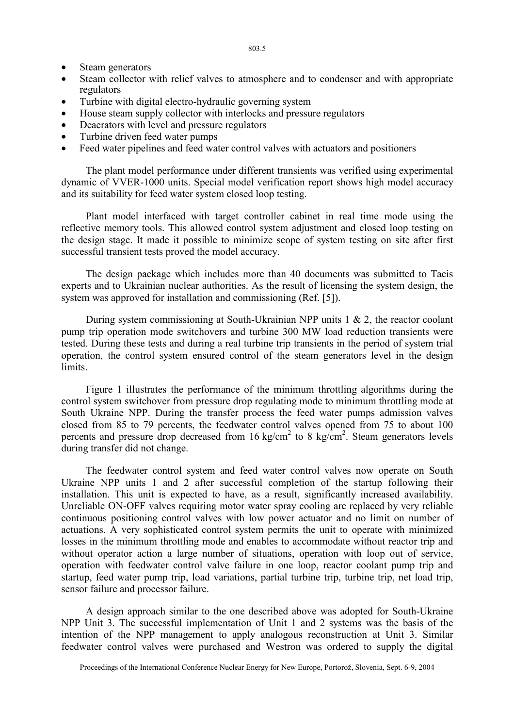- Steam generators
- Steam collector with relief valves to atmosphere and to condenser and with appropriate regulators
- Turbine with digital electro-hydraulic governing system
- House steam supply collector with interlocks and pressure regulators
- Deaerators with level and pressure regulators
- Turbine driven feed water pumps
- Feed water pipelines and feed water control valves with actuators and positioners

The plant model performance under different transients was verified using experimental dynamic of VVER-1000 units. Special model verification report shows high model accuracy and its suitability for feed water system closed loop testing.

Plant model interfaced with target controller cabinet in real time mode using the reflective memory tools. This allowed control system adjustment and closed loop testing on the design stage. It made it possible to minimize scope of system testing on site after first successful transient tests proved the model accuracy.

The design package which includes more than 40 documents was submitted to Tacis experts and to Ukrainian nuclear authorities. As the result of licensing the system design, the system was approved for installation and commissioning (Ref. [5]).

During system commissioning at South-Ukrainian NPP units 1 & 2, the reactor coolant pump trip operation mode switchovers and turbine 300 MW load reduction transients were tested. During these tests and during a real turbine trip transients in the period of system trial operation, the control system ensured control of the steam generators level in the design limits.

Figure 1 illustrates the performance of the minimum throttling algorithms during the control system switchover from pressure drop regulating mode to minimum throttling mode at South Ukraine NPP. During the transfer process the feed water pumps admission valves closed from 85 to 79 percents, the feedwater control valves opened from 75 to about 100 percents and pressure drop decreased from 16 $kg/cm^2$ to 8 $kg/cm^2$. Steam generators levels during transfer did not change.

The feedwater control system and feed water control valves now operate on South Ukraine NPP units 1 and 2 after successful completion of the startup following their installation. This unit is expected to have, as a result, significantly increased availability. Unreliable ON-OFF valves requiring motor water spray cooling are replaced by very reliable continuous positioning control valves with low power actuator and no limit on number of actuations. A very sophisticated control system permits the unit to operate with minimized losses in the minimum throttling mode and enables to accommodate without reactor trip and without operator action a large number of situations, operation with loop out of service, operation with feedwater control valve failure in one loop, reactor coolant pump trip and startup, feed water pump trip, load variations, partial turbine trip, turbine trip, net load trip, sensor failure and processor failure.

A design approach similar to the one described above was adopted for South-Ukraine NPP Unit 3. The successful implementation of Unit 1 and 2 systems was the basis of the intention of the NPP management to apply analogous reconstruction at Unit 3. Similar feedwater control valves were purchased and Westron was ordered to supply the digital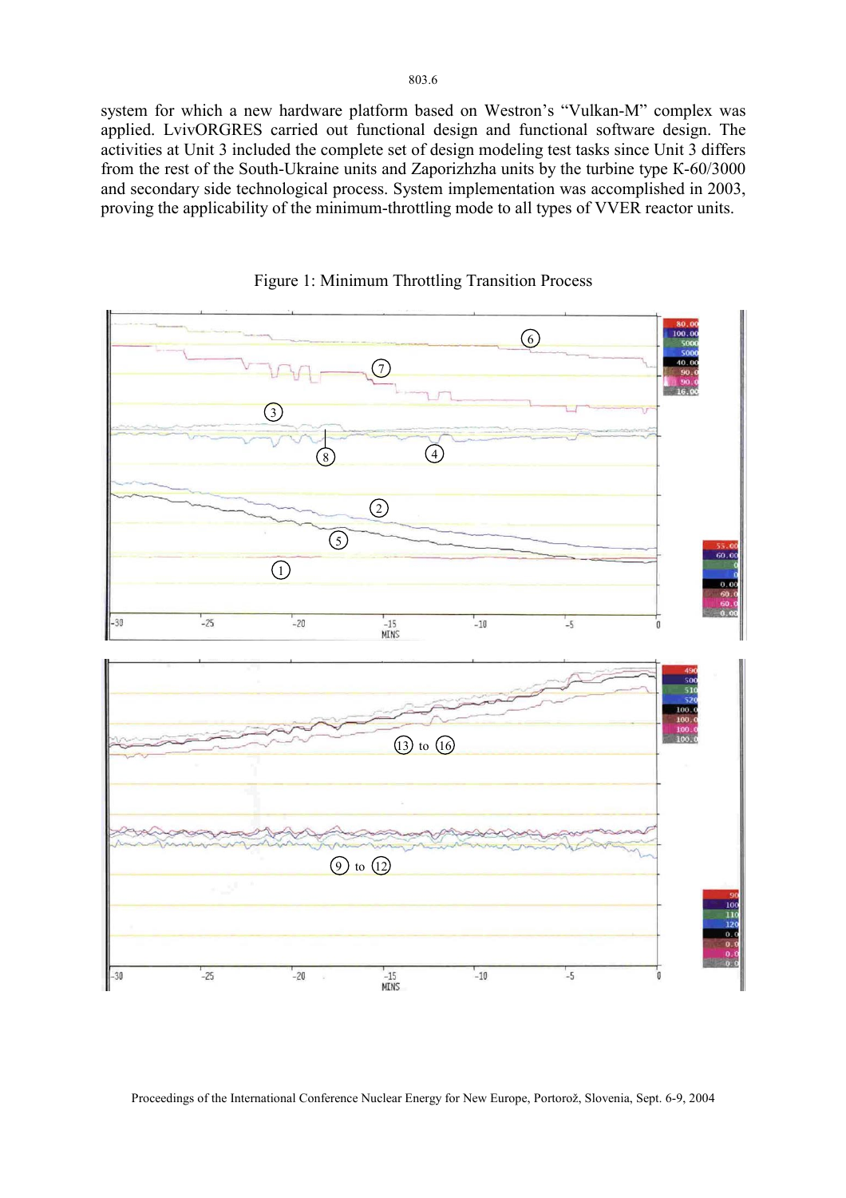system for which a new hardware platform based on Westron's "Vulkan-M" complex was applied. LvivORGRES carried out functional design and functional software design. The activities at Unit 3 included the complete set of design modeling test tasks since Unit 3 differs from the rest of the South-Ukraine units and Zaporizhzha units by the turbine type K-60/3000 and secondary side technological process. System implementation was accomplished in 2003, proving the applicability of the minimum-throttling mode to all types of VVER reactor units.

Figure 1: Minimum Throttling Transition Process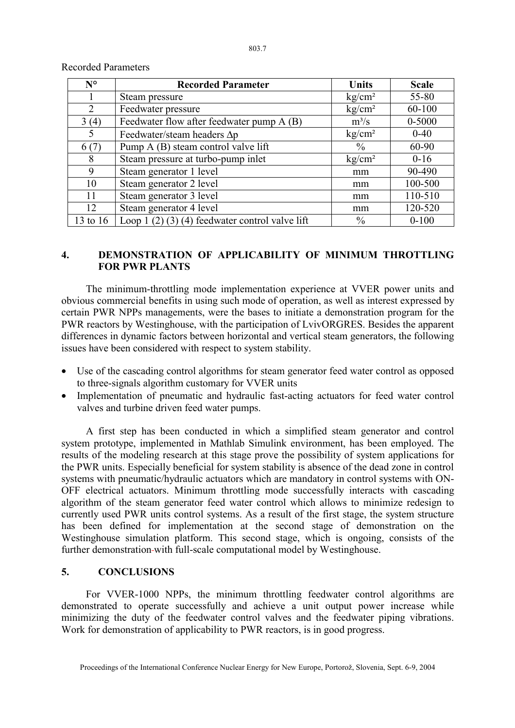Recorded Parameters

| N° | Recorded Parameter | Units | Scale |
|---|---|---|---|
| 1 | Steam pressure | kg/cm² | 55-80 |
| 2 | Feedwater pressure | kg/cm² | 60-100 |
| 3 (4) | Feedwater flow after feedwater pump A (B) | m³/s | 0-5000 |
| 5 | Feedwater/steam headers Δp | kg/cm² | 0-40 |
| 6 (7) | Pump A (B) steam control valve lift | % | 60-90 |
| 8 | Steam pressure at turbo-pump inlet | kg/cm² | 0-16 |
| 9 | Steam generator 1 level | mm | 90-490 |
| 10 | Steam generator 2 level | mm | 100-500 |
| 11 | Steam generator 3 level | mm | 110-510 |
| 12 | Steam generator 4 level | mm | 120-520 |
| 13 to 16 | Loop 1 (2) (3) (4) feedwater control valve lift | % | 0-100 |

## 4. DEMONSTRATION OF APPLICABILITY OF MINIMUM THROTTLING FOR PWR PLANTS

The minimum-throttling mode implementation experience at VVER power units and obvious commercial benefits in using such mode of operation, as well as interest expressed by certain PWR NPPs managements, were the bases to initiate a demonstration program for the PWR reactors by Westinghouse, with the participation of LvivORGRES. Besides the apparent differences in dynamic factors between horizontal and vertical steam generators, the following issues have been considered with respect to system stability.

- Use of the cascading control algorithms for steam generator feed water control as opposed to three-signals algorithm customary for VVER units
- Implementation of pneumatic and hydraulic fast-acting actuators for feed water control valves and turbine driven feed water pumps.

A first step has been conducted in which a simplified steam generator and control system prototype, implemented in Mathlab Simulink environment, has been employed. The results of the modeling research at this stage prove the possibility of system applications for the PWR units. Especially beneficial for system stability is absence of the dead zone in control systems with pneumatic/hydraulic actuators which are mandatory in control systems with ON-OFF electrical actuators. Minimum throttling mode successfully interacts with cascading algorithm of the steam generator feed water control which allows to minimize redesign to currently used PWR units control systems. As a result of the first stage, the system structure has been defined for implementation at the second stage of demonstration on the Westinghouse simulation platform. This second stage, which is ongoing, consists of the further demonstration with full-scale computational model by Westinghouse.

## 5. CONCLUSIONS

For VVER-1000 NPPs, the minimum throttling feedwater control algorithms are demonstrated to operate successfully and achieve a unit output power increase while minimizing the duty of the feedwater control valves and the feedwater piping vibrations. Work for demonstration of applicability to PWR reactors, is in good progress.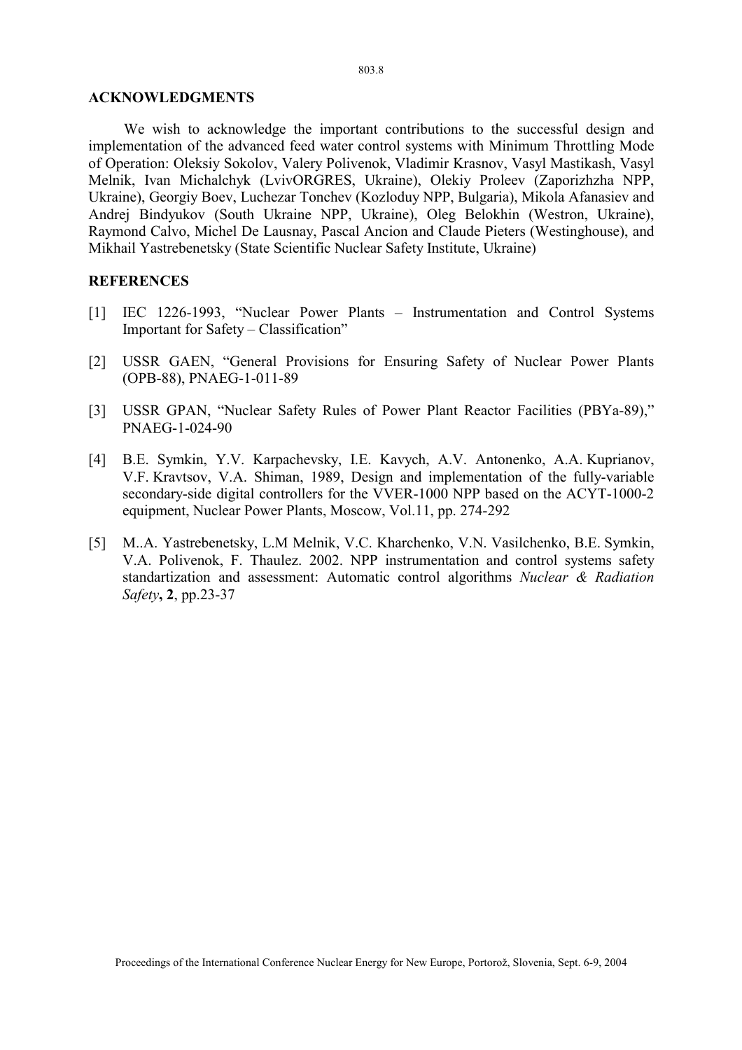## ACKNOWLEDGMENTS

We wish to acknowledge the important contributions to the successful design and implementation of the advanced feed water control systems with Minimum Throttling Mode of Operation: Oleksiy Sokolov, Valery Polivenok, Vladimir Krasnov, Vasyl Mastikash, Vasyl Melnik, Ivan Michalchyk (LvivORGRES, Ukraine), Olekiy Proleev (Zaporizhzha NPP, Ukraine), Georgiy Boev, Luchezar Tonchev (Kozloduy NPP, Bulgaria), Mikola Afanasiev and Andrej Bindyukov (South Ukraine NPP, Ukraine), Oleg Belokhin (Westron, Ukraine), Raymond Calvo, Michel De Lausnay, Pascal Ancion and Claude Pieters (Westinghouse), and Mikhail Yastrebenetsky (State Scientific Nuclear Safety Institute, Ukraine)

## REFERENCES

[1] IEC 1226-1993, "Nuclear Power Plants – Instrumentation and Control Systems Important for Safety – Classification"

[2] USSR GAEN, "General Provisions for Ensuring Safety of Nuclear Power Plants (OPB-88), PNAEG-1-011-89

[3] USSR GPAN, "Nuclear Safety Rules of Power Plant Reactor Facilities (PBYa-89)," PNAEG-1-024-90

[4] B.E. Symkin, Y.V. Karpachevsky, I.E. Kavych, A.V. Antonenko, A.A. Kuprianov, V.F. Kravtsov, V.A. Shiman, 1989, Design and implementation of the fully-variable secondary-side digital controllers for the VVER-1000 NPP based on the ACYT-1000-2 equipment, Nuclear Power Plants, Moscow, Vol.11, pp. 274-292

[5] M..A. Yastrebenetsky, L.M Melnik, V.C. Kharchenko, V.N. Vasilchenko, B.E. Symkin, V.A. Polivenok, F. Thaulez. 2002. NPP instrumentation and control systems safety standartization and assessment: Automatic control algorithms *Nuclear & Radiation Safety*, **2**, pp.23-37